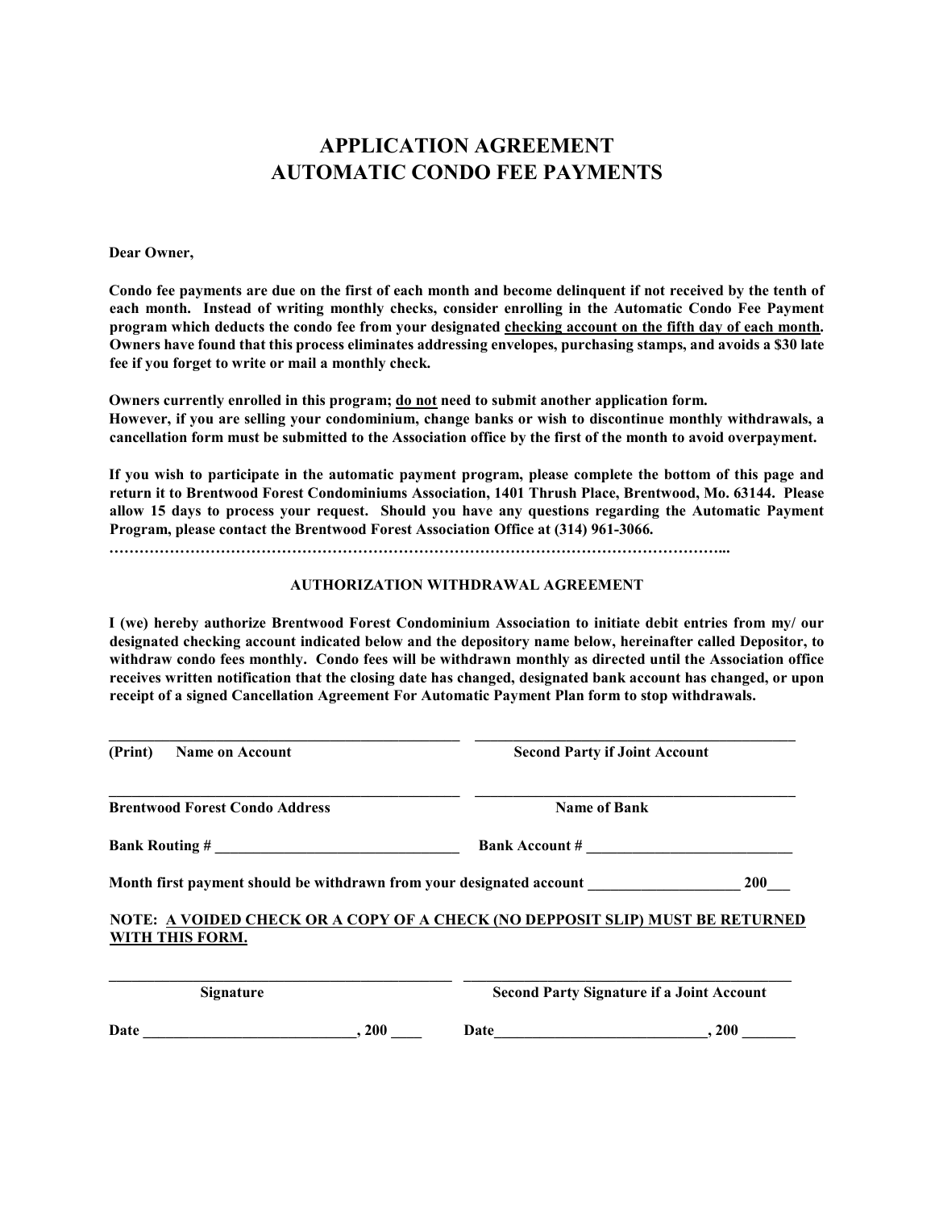# APPLICATION AGREEMENT
# AUTOMATIC CONDO FEE PAYMENTS

**Dear Owner,**

**Condo fee payments are due on the first of each month and become delinquent if not received by the tenth of each month. Instead of writing monthly checks, consider enrolling in the Automatic Condo Fee Payment program which deducts the condo fee from your designated <u>checking account on the fifth day of each month</u>. Owners have found that this process eliminates addressing envelopes, purchasing stamps, and avoids a $30 late fee if you forget to write or mail a monthly check.**

**Owners currently enrolled in this program; <u>do not</u> need to submit another application form. However, if you are selling your condominium, change banks or wish to discontinue monthly withdrawals, a cancellation form must be submitted to the Association office by the first of the month to avoid overpayment.**

**If you wish to participate in the automatic payment program, please complete the bottom of this page and return it to Brentwood Forest Condominiums Association, 1401 Thrush Place, Brentwood, Mo. 63144. Please allow 15 days to process your request. Should you have any questions regarding the Automatic Payment Program, please contact the Brentwood Forest Association Office at (314) 961-3066.**

**…………………………………………………………………………………………………………...**

### AUTHORIZATION WITHDRAWAL AGREEMENT

**I (we) hereby authorize Brentwood Forest Condominium Association to initiate debit entries from my/ our designated checking account indicated below and the depository name below, hereinafter called Depositor, to withdraw condo fees monthly. Condo fees will be withdrawn monthly as directed until the Association office receives written notification that the closing date has changed, designated bank account has changed, or upon receipt of a signed Cancellation Agreement For Automatic Payment Plan form to stop withdrawals.**

______________________________________________ ______________________________________________

**(Print) Name on Account** **Second Party if Joint Account**

______________________________________________ ______________________________________________

**Brentwood Forest Condo Address** **Name of Bank**

**Bank Routing # ________________________________** **Bank Account # ___________________________**

**Month first payment should be withdrawn from your designated account ____________________ 200___**

**NOTE: <u>A VOIDED CHECK OR A COPY OF A CHECK (NO DEPPOSIT SLIP) MUST BE RETURNED WITH THIS FORM.</u>**

______________________________________________ ______________________________________________

**Signature** **Second Party Signature if a Joint Account**

**Date ____________________________, 200 ____** **Date____________________________, 200 _______**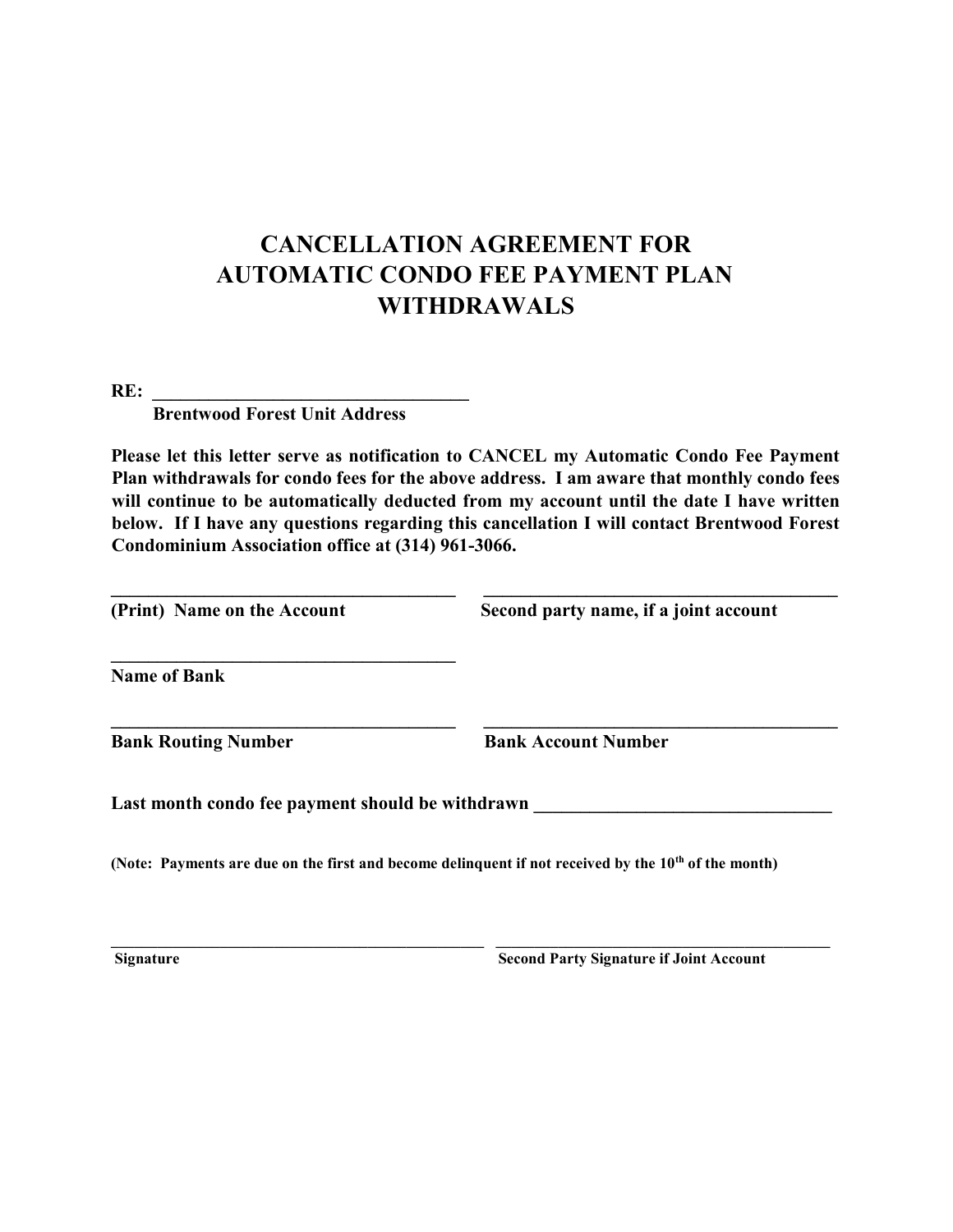# CANCELLATION AGREEMENT FOR AUTOMATIC CONDO FEE PAYMENT PLAN WITHDRAWALS

**RE: ___________________________________**
**Brentwood Forest Unit Address**

**Please let this letter serve as notification to CANCEL my Automatic Condo Fee Payment Plan withdrawals for condo fees for the above address. I am aware that monthly condo fees will continue to be automatically deducted from my account until the date I have written below. If I have any questions regarding this cancellation I will contact Brentwood Forest Condominium Association office at (314) 961-3066.**

______________________________________ ______________________________________
**(Print) Name on the Account** **Second party name, if a joint account**

______________________________________
**Name of Bank**

______________________________________ ______________________________________
**Bank Routing Number** **Bank Account Number**

**Last month condo fee payment should be withdrawn ________________________________**

**(Note: Payments are due on the first and become delinquent if not received by the 10th of the month)**

__________________________________________ ______________________________________
**Signature** **Second Party Signature if Joint Account**